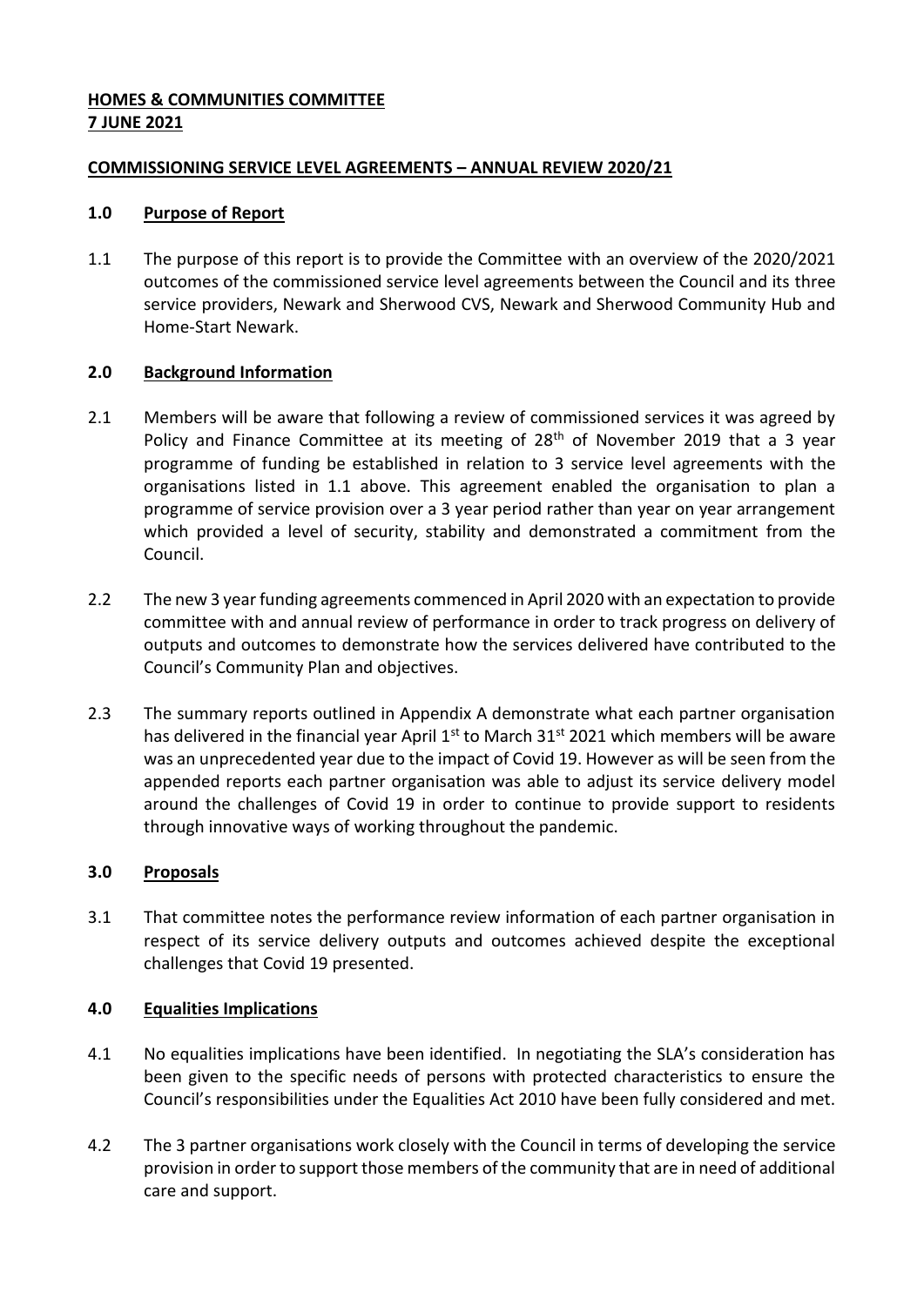**HOMES & COMMUNITIES COMMITTEE**
**7 JUNE 2021**

**COMMISSIONING SERVICE LEVEL AGREEMENTS – ANNUAL REVIEW 2020/21**

## 1.0 Purpose of Report

1.1 The purpose of this report is to provide the Committee with an overview of the 2020/2021 outcomes of the commissioned service level agreements between the Council and its three service providers, Newark and Sherwood CVS, Newark and Sherwood Community Hub and Home-Start Newark.

## 2.0 Background Information

2.1 Members will be aware that following a review of commissioned services it was agreed by Policy and Finance Committee at its meeting of 28th of November 2019 that a 3 year programme of funding be established in relation to 3 service level agreements with the organisations listed in 1.1 above. This agreement enabled the organisation to plan a programme of service provision over a 3 year period rather than year on year arrangement which provided a level of security, stability and demonstrated a commitment from the Council.

2.2 The new 3 year funding agreements commenced in April 2020 with an expectation to provide committee with and annual review of performance in order to track progress on delivery of outputs and outcomes to demonstrate how the services delivered have contributed to the Council's Community Plan and objectives.

2.3 The summary reports outlined in Appendix A demonstrate what each partner organisation has delivered in the financial year April 1st to March 31st 2021 which members will be aware was an unprecedented year due to the impact of Covid 19. However as will be seen from the appended reports each partner organisation was able to adjust its service delivery model around the challenges of Covid 19 in order to continue to provide support to residents through innovative ways of working throughout the pandemic.

## 3.0 Proposals

3.1 That committee notes the performance review information of each partner organisation in respect of its service delivery outputs and outcomes achieved despite the exceptional challenges that Covid 19 presented.

## 4.0 Equalities Implications

4.1 No equalities implications have been identified. In negotiating the SLA's consideration has been given to the specific needs of persons with protected characteristics to ensure the Council's responsibilities under the Equalities Act 2010 have been fully considered and met.

4.2 The 3 partner organisations work closely with the Council in terms of developing the service provision in order to support those members of the community that are in need of additional care and support.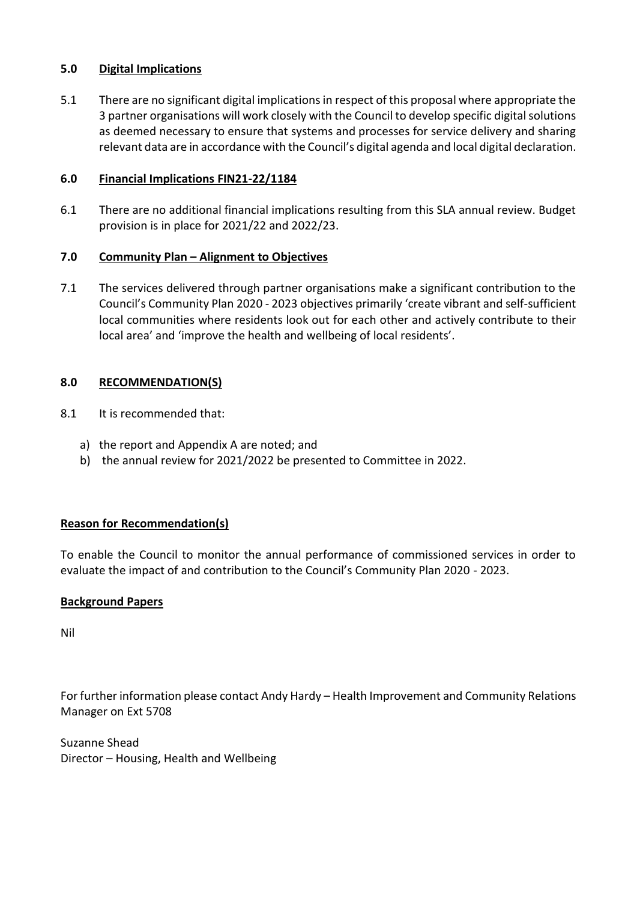## 5.0 Digital Implications

5.1 There are no significant digital implications in respect of this proposal where appropriate the 3 partner organisations will work closely with the Council to develop specific digital solutions as deemed necessary to ensure that systems and processes for service delivery and sharing relevant data are in accordance with the Council's digital agenda and local digital declaration.

## 6.0 Financial Implications FIN21-22/1184

6.1 There are no additional financial implications resulting from this SLA annual review. Budget provision is in place for 2021/22 and 2022/23.

## 7.0 Community Plan – Alignment to Objectives

7.1 The services delivered through partner organisations make a significant contribution to the Council's Community Plan 2020 - 2023 objectives primarily 'create vibrant and self-sufficient local communities where residents look out for each other and actively contribute to their local area' and 'improve the health and wellbeing of local residents'.

## 8.0 RECOMMENDATION(S)

8.1 It is recommended that:

a) the report and Appendix A are noted; and
b) the annual review for 2021/2022 be presented to Committee in 2022.

**Reason for Recommendation(s)**

To enable the Council to monitor the annual performance of commissioned services in order to evaluate the impact of and contribution to the Council's Community Plan 2020 - 2023.

**Background Papers**

Nil

For further information please contact Andy Hardy – Health Improvement and Community Relations Manager on Ext 5708

Suzanne Shead
Director – Housing, Health and Wellbeing